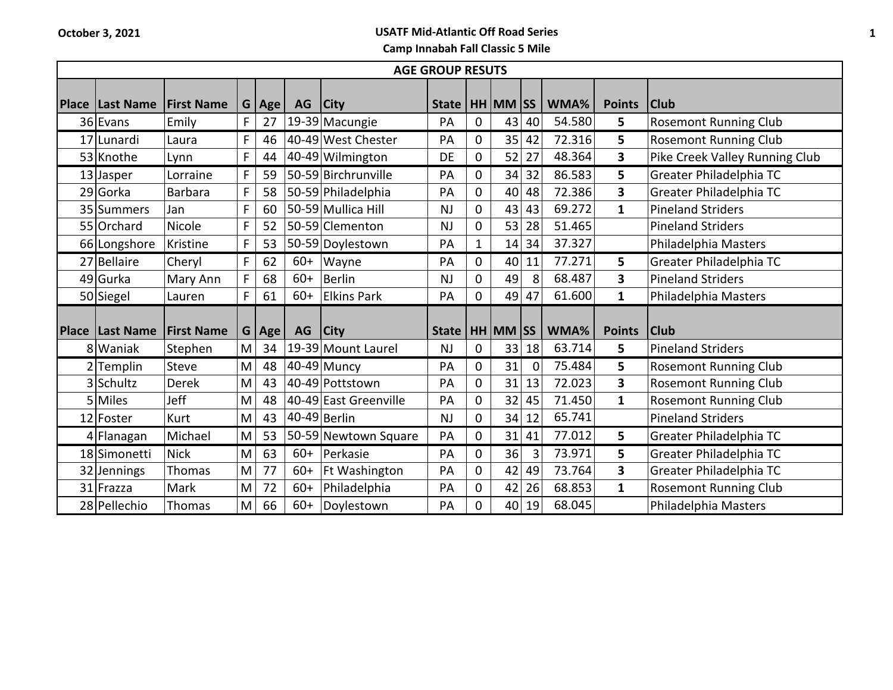October 3, 2021

**USATF Mid-Atlantic Off Road Series**

**Camp Innabah Fall Classic 5 Mile**

**AGE GROUP RESUTS**

| Place | Last Name | First Name | G | Age | AG | City | State | HH | MM | SS | WMA% | Points | Club |
|---|---|---|---|---|---|---|---|---|---|---|---|---|---|
| 36 | Evans | Emily | F | 27 | 19-39 | Macungie | PA | 0 | 43 | 40 | 54.580 | 5 | Rosemont Running Club |
| 17 | Lunardi | Laura | F | 46 | 40-49 | West Chester | PA | 0 | 35 | 42 | 72.316 | 5 | Rosemont Running Club |
| 53 | Knothe | Lynn | F | 44 | 40-49 | Wilmington | DE | 0 | 52 | 27 | 48.364 | 3 | Pike Creek Valley Running Club |
| 13 | Jasper | Lorraine | F | 59 | 50-59 | Birchrunville | PA | 0 | 34 | 32 | 86.583 | 5 | Greater Philadelphia TC |
| 29 | Gorka | Barbara | F | 58 | 50-59 | Philadelphia | PA | 0 | 40 | 48 | 72.386 | 3 | Greater Philadelphia TC |
| 35 | Summers | Jan | F | 60 | 50-59 | Mullica Hill | NJ | 0 | 43 | 43 | 69.272 | 1 | Pineland Striders |
| 55 | Orchard | Nicole | F | 52 | 50-59 | Clementon | NJ | 0 | 53 | 28 | 51.465 | | Pineland Striders |
| 66 | Longshore | Kristine | F | 53 | 50-59 | Doylestown | PA | 1 | 14 | 34 | 37.327 | | Philadelphia Masters |
| 27 | Bellaire | Cheryl | F | 62 | 60+ | Wayne | PA | 0 | 40 | 11 | 77.271 | 5 | Greater Philadelphia TC |
| 49 | Gurka | Mary Ann | F | 68 | 60+ | Berlin | NJ | 0 | 49 | 8 | 68.487 | 3 | Pineland Striders |
| 50 | Siegel | Lauren | F | 61 | 60+ | Elkins Park | PA | 0 | 49 | 47 | 61.600 | 1 | Philadelphia Masters |
| **Place** | **Last Name** | **First Name** | **G** | **Age** | **AG** | **City** | **State** | **HH** | **MM** | **SS** | **WMA%** | **Points** | **Club** |
| 8 | Waniak | Stephen | M | 34 | 19-39 | Mount Laurel | NJ | 0 | 33 | 18 | 63.714 | 5 | Pineland Striders |
| 2 | Templin | Steve | M | 48 | 40-49 | Muncy | PA | 0 | 31 | 0 | 75.484 | 5 | Rosemont Running Club |
| 3 | Schultz | Derek | M | 43 | 40-49 | Pottstown | PA | 0 | 31 | 13 | 72.023 | 3 | Rosemont Running Club |
| 5 | Miles | Jeff | M | 48 | 40-49 | East Greenville | PA | 0 | 32 | 45 | 71.450 | 1 | Rosemont Running Club |
| 12 | Foster | Kurt | M | 43 | 40-49 | Berlin | NJ | 0 | 34 | 12 | 65.741 | | Pineland Striders |
| 4 | Flanagan | Michael | M | 53 | 50-59 | Newtown Square | PA | 0 | 31 | 41 | 77.012 | 5 | Greater Philadelphia TC |
| 18 | Simonetti | Nick | M | 63 | 60+ | Perkasie | PA | 0 | 36 | 3 | 73.971 | 5 | Greater Philadelphia TC |
| 32 | Jennings | Thomas | M | 77 | 60+ | Ft Washington | PA | 0 | 42 | 49 | 73.764 | 3 | Greater Philadelphia TC |
| 31 | Frazza | Mark | M | 72 | 60+ | Philadelphia | PA | 0 | 42 | 26 | 68.853 | 1 | Rosemont Running Club |
| 28 | Pellechio | Thomas | M | 66 | 60+ | Doylestown | PA | 0 | 40 | 19 | 68.045 | | Philadelphia Masters |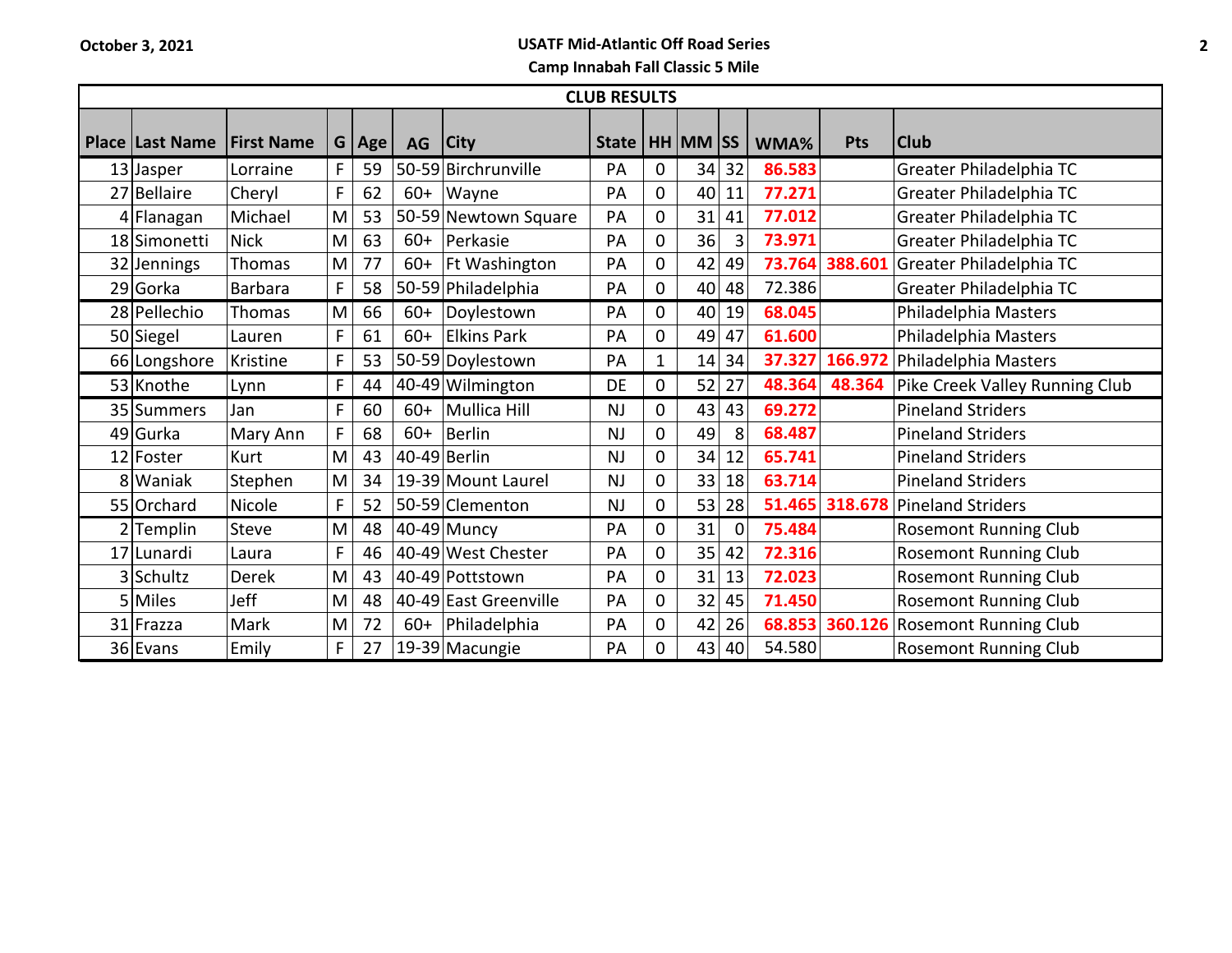October 3, 2021

**USATF Mid-Atlantic Off Road Series**

**Camp Innabah Fall Classic 5 Mile**

**CLUB RESULTS**

| Place | Last Name | First Name | G | Age | AG | City | State | HH | MM | SS | WMA% | Pts | Club |
|---|---|---|---|---|---|---|---|---|---|---|---|---|---|
| 13 | Jasper | Lorraine | F | 59 | 50-59 | Birchrunville | PA | 0 | 34 | 32 | 86.583 | | Greater Philadelphia TC |
| 27 | Bellaire | Cheryl | F | 62 | 60+ | Wayne | PA | 0 | 40 | 11 | 77.271 | | Greater Philadelphia TC |
| 4 | Flanagan | Michael | M | 53 | 50-59 | Newtown Square | PA | 0 | 31 | 41 | 77.012 | | Greater Philadelphia TC |
| 18 | Simonetti | Nick | M | 63 | 60+ | Perkasie | PA | 0 | 36 | 3 | 73.971 | | Greater Philadelphia TC |
| 32 | Jennings | Thomas | M | 77 | 60+ | Ft Washington | PA | 0 | 42 | 49 | 73.764 | 388.601 | Greater Philadelphia TC |
| 29 | Gorka | Barbara | F | 58 | 50-59 | Philadelphia | PA | 0 | 40 | 48 | 72.386 | | Greater Philadelphia TC |
| 28 | Pellechio | Thomas | M | 66 | 60+ | Doylestown | PA | 0 | 40 | 19 | 68.045 | | Philadelphia Masters |
| 50 | Siegel | Lauren | F | 61 | 60+ | Elkins Park | PA | 0 | 49 | 47 | 61.600 | | Philadelphia Masters |
| 66 | Longshore | Kristine | F | 53 | 50-59 | Doylestown | PA | 1 | 14 | 34 | 37.327 | 166.972 | Philadelphia Masters |
| 53 | Knothe | Lynn | F | 44 | 40-49 | Wilmington | DE | 0 | 52 | 27 | 48.364 | 48.364 | Pike Creek Valley Running Club |
| 35 | Summers | Jan | F | 60 | 60+ | Mullica Hill | NJ | 0 | 43 | 43 | 69.272 | | Pineland Striders |
| 49 | Gurka | Mary Ann | F | 68 | 60+ | Berlin | NJ | 0 | 49 | 8 | 68.487 | | Pineland Striders |
| 12 | Foster | Kurt | M | 43 | 40-49 | Berlin | NJ | 0 | 34 | 12 | 65.741 | | Pineland Striders |
| 8 | Waniak | Stephen | M | 34 | 19-39 | Mount Laurel | NJ | 0 | 33 | 18 | 63.714 | | Pineland Striders |
| 55 | Orchard | Nicole | F | 52 | 50-59 | Clementon | NJ | 0 | 53 | 28 | 51.465 | 318.678 | Pineland Striders |
| 2 | Templin | Steve | M | 48 | 40-49 | Muncy | PA | 0 | 31 | 0 | 75.484 | | Rosemont Running Club |
| 17 | Lunardi | Laura | F | 46 | 40-49 | West Chester | PA | 0 | 35 | 42 | 72.316 | | Rosemont Running Club |
| 3 | Schultz | Derek | M | 43 | 40-49 | Pottstown | PA | 0 | 31 | 13 | 72.023 | | Rosemont Running Club |
| 5 | Miles | Jeff | M | 48 | 40-49 | East Greenville | PA | 0 | 32 | 45 | 71.450 | | Rosemont Running Club |
| 31 | Frazza | Mark | M | 72 | 60+ | Philadelphia | PA | 0 | 42 | 26 | 68.853 | 360.126 | Rosemont Running Club |
| 36 | Evans | Emily | F | 27 | 19-39 | Macungie | PA | 0 | 43 | 40 | 54.580 | | Rosemont Running Club |